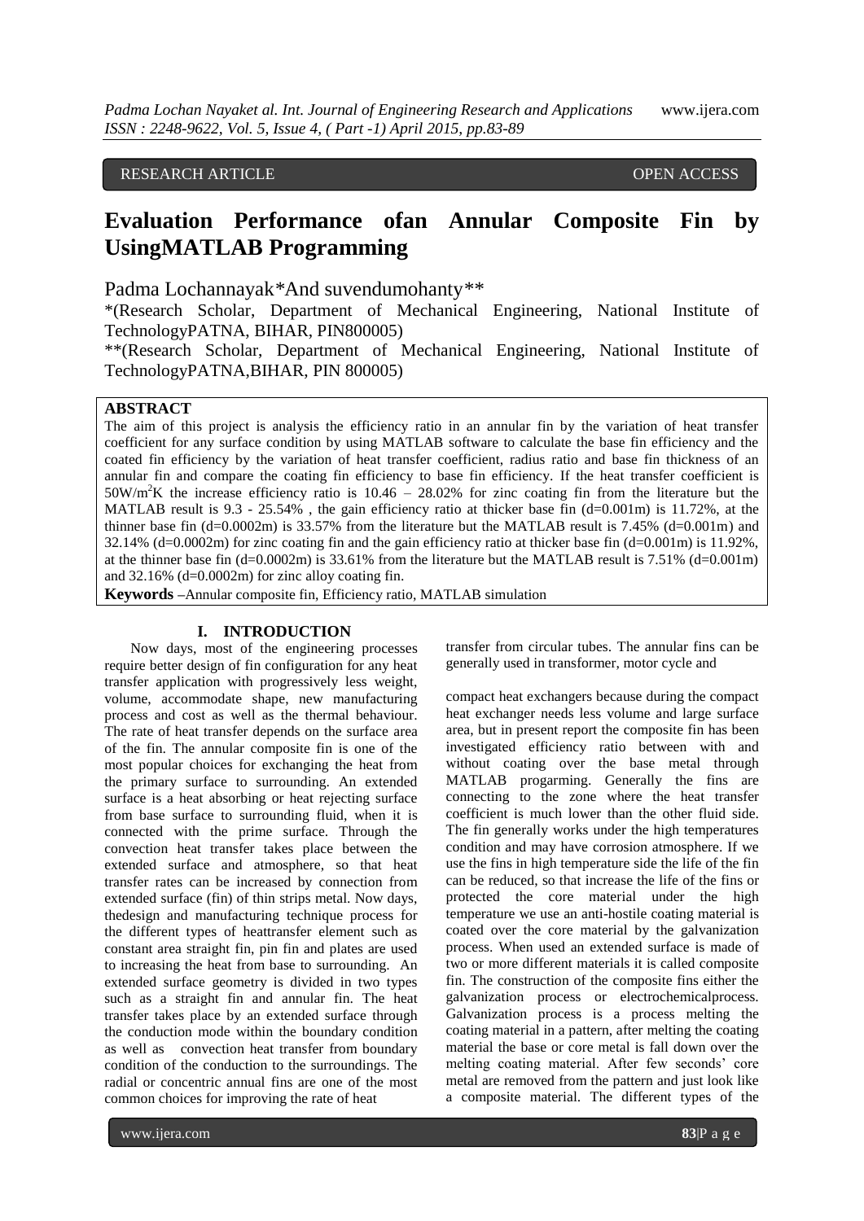RESEARCH ARTICLE OPEN ACCESS

# Evaluation Performance ofan Annular Composite Fin by UsingMATLAB Programming

Padma Lochannayak*And suvendumohanty**

*(Research Scholar, Department of Mechanical Engineering, National Institute of TechnologyPATNA, BIHAR, PIN800005)

**(Research Scholar, Department of Mechanical Engineering, National Institute of TechnologyPATNA,BIHAR, PIN 800005)

## ABSTRACT

The aim of this project is analysis the efficiency ratio in an annular fin by the variation of heat transfer coefficient for any surface condition by using MATLAB software to calculate the base fin efficiency and the coated fin efficiency by the variation of heat transfer coefficient, radius ratio and base fin thickness of an annular fin and compare the coating fin efficiency to base fin efficiency. If the heat transfer coefficient is $50W/m^2K$ the increase efficiency ratio is 10.46 – 28.02% for zinc coating fin from the literature but the MATLAB result is 9.3 - 25.54% , the gain efficiency ratio at thicker base fin (d=0.001m) is 11.72%, at the thinner base fin (d=0.0002m) is 33.57% from the literature but the MATLAB result is 7.45% (d=0.001m) and 32.14% (d=0.0002m) for zinc coating fin and the gain efficiency ratio at thicker base fin (d=0.001m) is 11.92%, at the thinner base fin (d=0.0002m) is 33.61% from the literature but the MATLAB result is 7.51% (d=0.001m) and 32.16% (d=0.0002m) for zinc alloy coating fin.

**Keywords –**Annular composite fin, Efficiency ratio, MATLAB simulation

## I. INTRODUCTION

Now days, most of the engineering processes require better design of fin configuration for any heat transfer application with progressively less weight, volume, accommodate shape, new manufacturing process and cost as well as the thermal behaviour. The rate of heat transfer depends on the surface area of the fin. The annular composite fin is one of the most popular choices for exchanging the heat from the primary surface to surrounding. An extended surface is a heat absorbing or heat rejecting surface from base surface to surrounding fluid, when it is connected with the prime surface. Through the convection heat transfer takes place between the extended surface and atmosphere, so that heat transfer rates can be increased by connection from extended surface (fin) of thin strips metal. Now days, thedesign and manufacturing technique process for the different types of heattransfer element such as constant area straight fin, pin fin and plates are used to increasing the heat from base to surrounding. An extended surface geometry is divided in two types such as a straight fin and annular fin. The heat transfer takes place by an extended surface through the conduction mode within the boundary condition as well as convection heat transfer from boundary condition of the conduction to the surroundings. The radial or concentric annual fins are one of the most common choices for improving the rate of heat transfer from circular tubes. The annular fins can be generally used in transformer, motor cycle and compact heat exchangers because during the compact heat exchanger needs less volume and large surface area, but in present report the composite fin has been investigated efficiency ratio between with and without coating over the base metal through MATLAB progarming. Generally the fins are connecting to the zone where the heat transfer coefficient is much lower than the other fluid side. The fin generally works under the high temperatures condition and may have corrosion atmosphere. If we use the fins in high temperature side the life of the fin can be reduced, so that increase the life of the fins or protected the core material under the high temperature we use an anti-hostile coating material is coated over the core material by the galvanization process. When used an extended surface is made of two or more different materials it is called composite fin. The construction of the composite fins either the galvanization process or electrochemicalprocess. Galvanization process is a process melting the coating material in a pattern, after melting the coating material the base or core metal is fall down over the melting coating material. After few seconds' core metal are removed from the pattern and just look like a composite material. The different types of the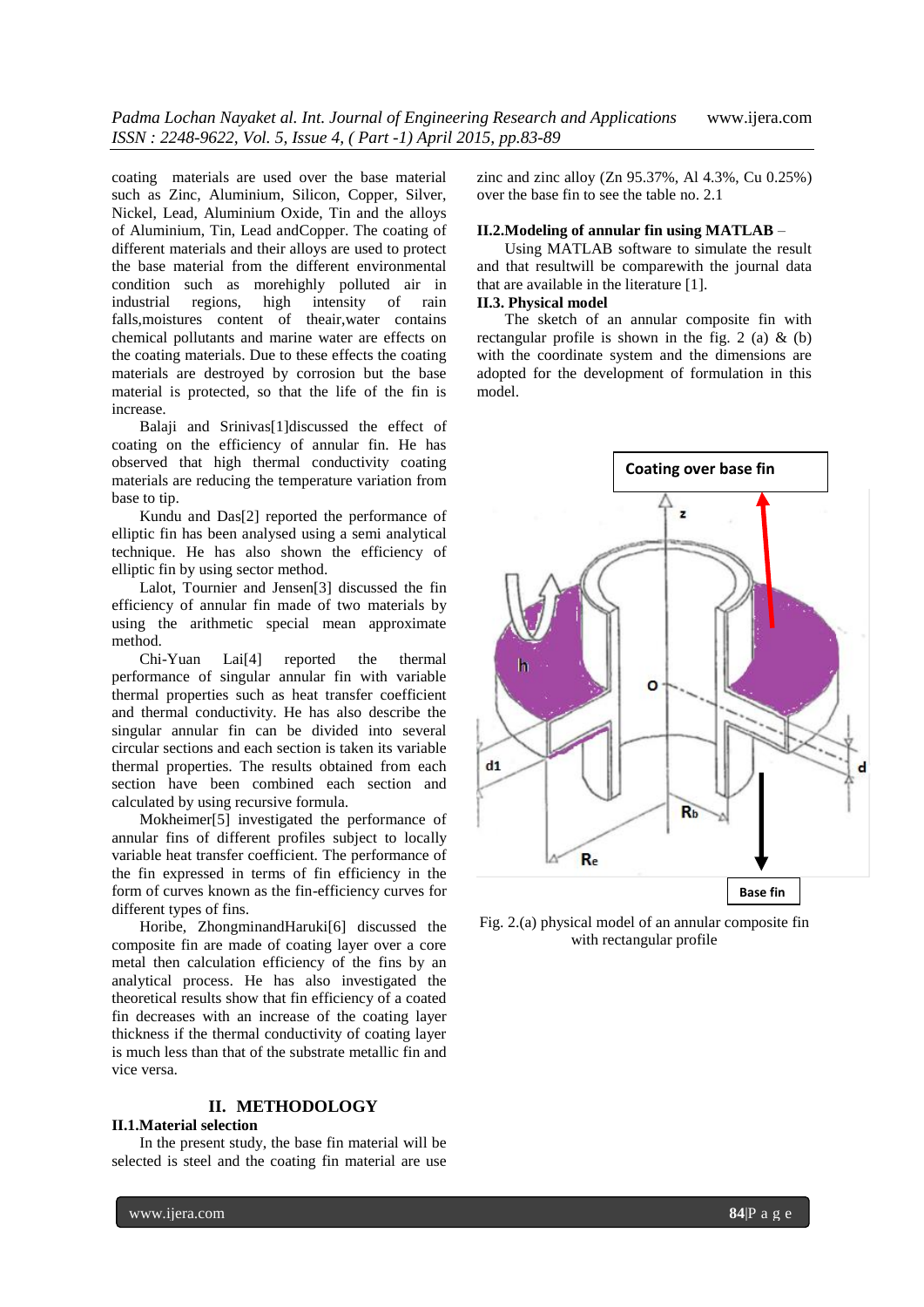coating materials are used over the base material such as Zinc, Aluminium, Silicon, Copper, Silver, Nickel, Lead, Aluminium Oxide, Tin and the alloys of Aluminium, Tin, Lead andCopper. The coating of different materials and their alloys are used to protect the base material from the different environmental condition such as morehighly polluted air in industrial regions, high intensity of rain falls,moistures content of theair,water contains chemical pollutants and marine water are effects on the coating materials. Due to these effects the coating materials are destroyed by corrosion but the base material is protected, so that the life of the fin is increase.

Balaji and Srinivas[1]discussed the effect of coating on the efficiency of annular fin. He has observed that high thermal conductivity coating materials are reducing the temperature variation from base to tip.

Kundu and Das[2] reported the performance of elliptic fin has been analysed using a semi analytical technique. He has also shown the efficiency of elliptic fin by using sector method.

Lalot, Tournier and Jensen[3] discussed the fin efficiency of annular fin made of two materials by using the arithmetic special mean approximate method.

Chi-Yuan Lai[4] reported the thermal performance of singular annular fin with variable thermal properties such as heat transfer coefficient and thermal conductivity. He has also describe the singular annular fin can be divided into several circular sections and each section is taken its variable thermal properties. The results obtained from each section have been combined each section and calculated by using recursive formula.

Mokheimer[5] investigated the performance of annular fins of different profiles subject to locally variable heat transfer coefficient. The performance of the fin expressed in terms of fin efficiency in the form of curves known as the fin-efficiency curves for different types of fins.

Horibe, ZhongminandHaruki[6] discussed the composite fin are made of coating layer over a core metal then calculation efficiency of the fins by an analytical process. He has also investigated the theoretical results show that fin efficiency of a coated fin decreases with an increase of the coating layer thickness if the thermal conductivity of coating layer is much less than that of the substrate metallic fin and vice versa.

## II. METHODOLOGY

### II.1.Material selection

In the present study, the base fin material will be selected is steel and the coating fin material are use zinc and zinc alloy (Zn 95.37%, Al 4.3%, Cu 0.25%) over the base fin to see the table no. 2.1

### II.2.Modeling of annular fin using MATLAB –

Using MATLAB software to simulate the result and that resultwill be comparewith the journal data that are available in the literature [1].

### II.3. Physical model

The sketch of an annular composite fin with rectangular profile is shown in the fig. 2 (a) & (b) with the coordinate system and the dimensions are adopted for the development of formulation in this model.

Fig. 2.(a) physical model of an annular composite fin with rectangular profile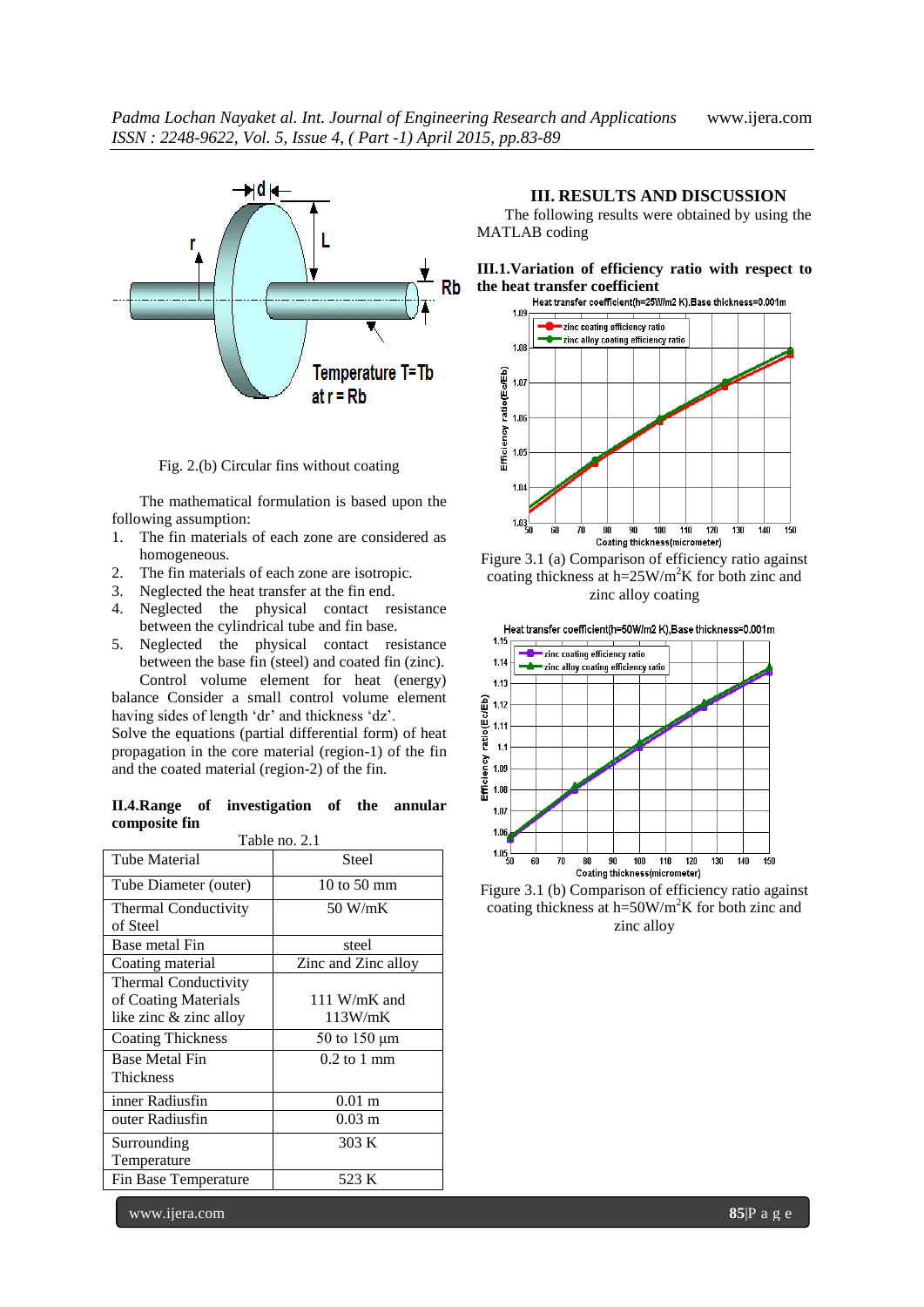Fig. 2.(b) Circular fins without coating

The mathematical formulation is based upon the following assumption:

1. The fin materials of each zone are considered as homogeneous.
2. The fin materials of each zone are isotropic.
3. Neglected the heat transfer at the fin end.
4. Neglected the physical contact resistance between the cylindrical tube and fin base.
5. Neglected the physical contact resistance between the base fin (steel) and coated fin (zinc).

Control volume element for heat (energy) balance Consider a small control volume element having sides of length 'dr' and thickness 'dz'.
Solve the equations (partial differential form) of heat propagation in the core material (region-1) of the fin and the coated material (region-2) of the fin.

### II.4.Range of investigation of the annular composite fin

Table no. 2.1

| Tube Material | Steel |
|---|---|
| Tube Diameter (outer) | 10 to 50 mm |
| Thermal Conductivity of Steel | 50 W/mK |
| Base metal Fin | steel |
| Coating material | Zinc and Zinc alloy |
| Thermal Conductivity of Coating Materials like zinc & zinc alloy | 111 W/mK and 113W/mK |
| Coating Thickness | 50 to 150 μm |
| Base Metal Fin Thickness | 0.2 to 1 mm |
| inner Radiusfin | 0.01 m |
| outer Radiusfin | 0.03 m |
| Surrounding Temperature | 303 K |
| Fin Base Temperature | 523 K |

## III. RESULTS AND DISCUSSION

The following results were obtained by using the MATLAB coding

### III.1.Variation of efficiency ratio with respect to the heat transfer coefficient

Figure 3.1 (a) Comparison of efficiency ratio against coating thickness at $h=25W/m^2K$ for both zinc and zinc alloy coating

Figure 3.1 (b) Comparison of efficiency ratio against coating thickness at $h=50W/m^2K$ for both zinc and zinc alloy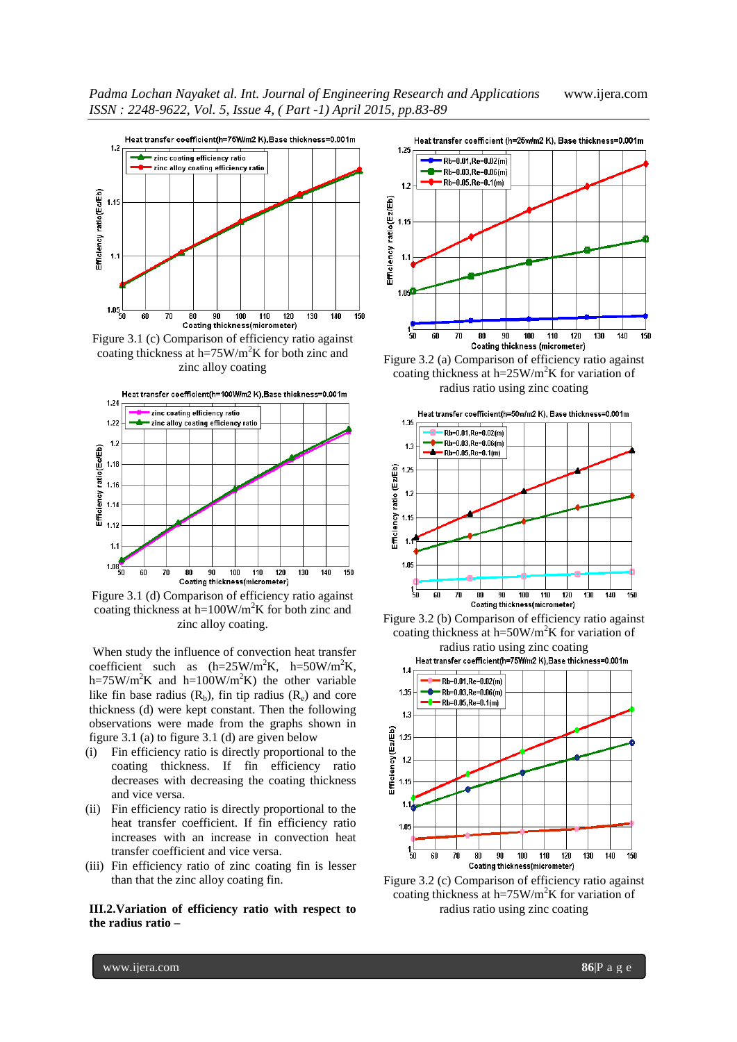Figure 3.1 (c) Comparison of efficiency ratio against coating thickness at h=75W/m$^2$K for both zinc and zinc alloy coating

Figure 3.1 (d) Comparison of efficiency ratio against coating thickness at h=100W/m$^2$K for both zinc and zinc alloy coating.

When study the influence of convection heat transfer coefficient such as (h=25W/m$^2$K, h=50W/m$^2$K, h=75W/m$^2$K and h=100W/m$^2$K) the other variable like fin base radius ($R_b$), fin tip radius ($R_e$) and core thickness (d) were kept constant. Then the following observations were made from the graphs shown in figure 3.1 (a) to figure 3.1 (d) are given below

(i) Fin efficiency ratio is directly proportional to the coating thickness. If fin efficiency ratio decreases with decreasing the coating thickness and vice versa.

(ii) Fin efficiency ratio is directly proportional to the heat transfer coefficient. If fin efficiency ratio increases with an increase in convection heat transfer coefficient and vice versa.

(iii) Fin efficiency ratio of zinc coating fin is lesser than that the zinc alloy coating fin.

**III.2.Variation of efficiency ratio with respect to the radius ratio –**

Figure 3.2 (a) Comparison of efficiency ratio against coating thickness at h=25W/m$^2$K for variation of radius ratio using zinc coating

Figure 3.2 (b) Comparison of efficiency ratio against coating thickness at h=50W/m$^2$K for variation of radius ratio using zinc coating

Figure 3.2 (c) Comparison of efficiency ratio against coating thickness at h=75W/m$^2$K for variation of radius ratio using zinc coating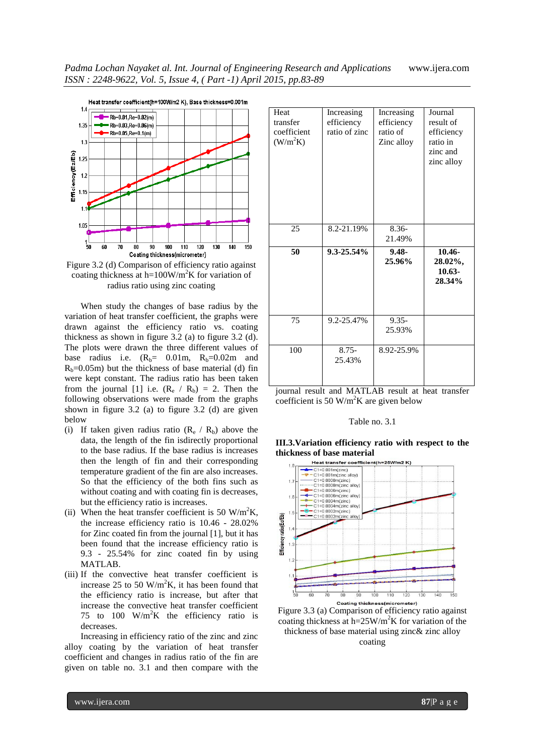Figure 3.2 (d) Comparison of efficiency ratio against coating thickness at h=100W/m$^2$K for variation of radius ratio using zinc coating

When study the changes of base radius by the variation of heat transfer coefficient, the graphs were drawn against the efficiency ratio vs. coating thickness as shown in figure 3.2 (a) to figure 3.2 (d). The plots were drawn the three different values of base radius i.e. ($R_b$= 0.01m, $R_b$=0.02m and $R_b$=0.05m) but the thickness of base material (d) fin were kept constant. The radius ratio has been taken from the journal [1] i.e. ($R_e$ / $R_b$) = 2. Then the following observations were made from the graphs shown in figure 3.2 (a) to figure 3.2 (d) are given below

(i) If taken given radius ratio ($R_e$ / $R_b$) above the data, the length of the fin isdirectly proportional to the base radius. If the base radius is increases then the length of fin and their corresponding temperature gradient of the fin are also increases. So that the efficiency of the both fins such as without coating and with coating fin is decreases, but the efficiency ratio is increases.
(ii) When the heat transfer coefficient is 50 W/m$^2$K, the increase efficiency ratio is 10.46 - 28.02% for Zinc coated fin from the journal [1], but it has been found that the increase efficiency ratio is 9.3 - 25.54% for zinc coated fin by using MATLAB.
(iii) If the convective heat transfer coefficient is increase 25 to 50 W/m$^2$K, it has been found that the efficiency ratio is increase, but after that increase the convective heat transfer coefficient 75 to 100 W/m$^2$K the efficiency ratio is decreases.

Increasing in efficiency ratio of the zinc and zinc alloy coating by the variation of heat transfer coefficient and changes in radius ratio of the fin are given on table no. 3.1 and then compare with the journal result and MATLAB result at heat transfer coefficient is 50 W/m$^2$K are given below

| Heat transfer coefficient (W/m$^2$K) | Increasing efficiency ratio of zinc | Increasing efficiency ratio of Zinc alloy | Journal result of efficiency ratio in zinc and zinc alloy |
|---|---|---|---|
| 25 | 8.2-21.19% | 8.36-21.49% | |
| **50** | **9.3-25.54%** | **9.48-25.96%** | **10.46-28.02%, 10.63-28.34%** |
| 75 | 9.2-25.47% | 9.35-25.93% | |
| 100 | 8.75-25.43% | 8.92-25.9% | |

Table no. 3.1

### III.3.Variation efficiency ratio with respect to the thickness of base material

Figure 3.3 (a) Comparison of efficiency ratio against coating thickness at h=25W/m$^2$K for variation of the thickness of base material using zinc& zinc alloy coating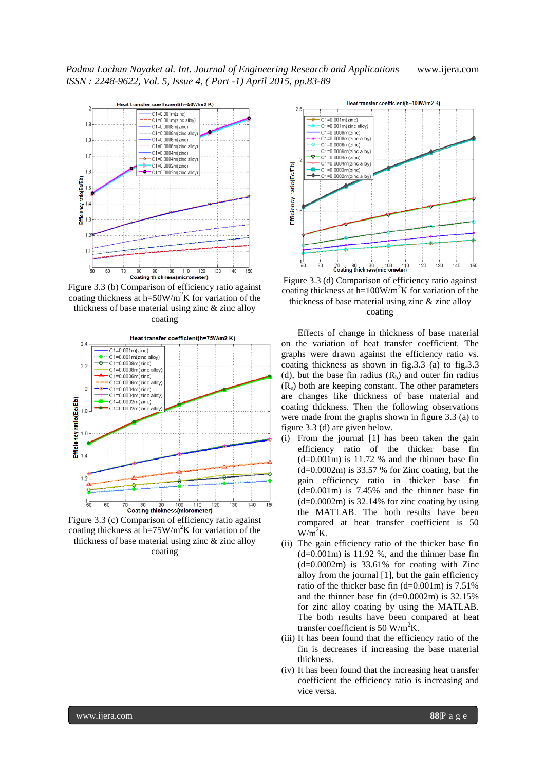Figure 3.3 (b) Comparison of efficiency ratio against coating thickness at h=50W/m$^2$K for variation of the thickness of base material using zinc & zinc alloy coating

Figure 3.3 (c) Comparison of efficiency ratio against coating thickness at h=75W/m$^2$K for variation of the thickness of base material using zinc & zinc alloy coating

Figure 3.3 (d) Comparison of efficiency ratio against coating thickness at h=100W/m$^2$K for variation of the thickness of base material using zinc & zinc alloy coating

Effects of change in thickness of base material on the variation of heat transfer coefficient. The graphs were drawn against the efficiency ratio vs. coating thickness as shown in fig.3.3 (a) to fig.3.3 (d), but the base fin radius ($R_b$) and outer fin radius ($R_e$) both are keeping constant. The other parameters are changes like thickness of base material and coating thickness. Then the following observations were made from the graphs shown in figure 3.3 (a) to figure 3.3 (d) are given below.

(i) From the journal [1] has been taken the gain efficiency ratio of the thicker base fin (d=0.001m) is 11.72 % and the thinner base fin (d=0.0002m) is 33.57 % for Zinc coating, but the gain efficiency ratio in thicker base fin (d=0.001m) is 7.45% and the thinner base fin (d=0.0002m) is 32.14% for zinc coating by using the MATLAB. The both results have been compared at heat transfer coefficient is 50 W/m$^2$K.

(ii) The gain efficiency ratio of the thicker base fin (d=0.001m) is 11.92 %, and the thinner base fin (d=0.0002m) is 33.61% for coating with Zinc alloy from the journal [1], but the gain efficiency ratio of the thicker base fin (d=0.001m) is 7.51% and the thinner base fin (d=0.0002m) is 32.15% for zinc alloy coating by using the MATLAB. The both results have been compared at heat transfer coefficient is 50 W/m$^2$K.

(iii) It has been found that the efficiency ratio of the fin is decreases if increasing the base material thickness.

(iv) It has been found that the increasing heat transfer coefficient the efficiency ratio is increasing and vice versa.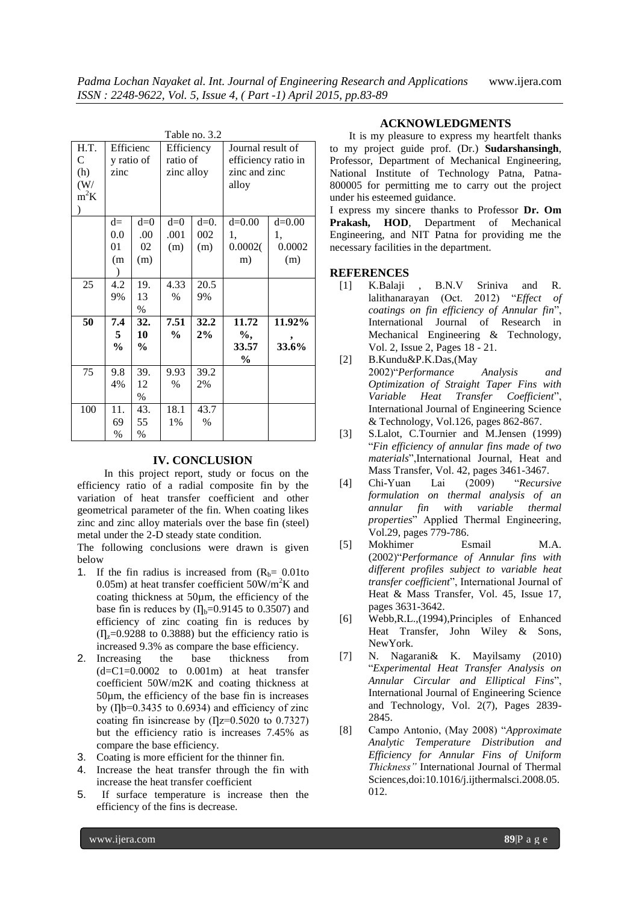Table no. 3.2

| H.T.C (h) (W/ $m^2$K) | Efficiency ratio of zinc | | Efficiency ratio of zinc alloy | | Journal result of efficiency ratio in zinc and zinc alloy | |
|---|---|---|---|---|---|---|
| | d=0.001 (m) | d=0.002 (m) | d=0.001 (m) | d=0.002 (m) | d=0.001, 0.0002(m) | d=0.001, 0.0002 (m) |
| 25 | 4.29% | 19.13% | 4.33% | 20.59% | | |
| **50** | **7.45%** | **32.10%** | **7.51%** | **32.22%** | **11.72%, 33.57%** | **11.92%, 33.6%** |
| 75 | 9.84% | 39.12% | 9.93% | 39.22% | | |
| 100 | 11.69% | 43.55% | 18.11% | 43.7% | | |

## IV. CONCLUSION

In this project report, study or focus on the efficiency ratio of a radial composite fin by the variation of heat transfer coefficient and other geometrical parameter of the fin. When coating likes zinc and zinc alloy materials over the base fin (steel) metal under the 2-D steady state condition.

The following conclusions were drawn is given below

1. If the fin radius is increased from ($R_b$= 0.01to 0.05m) at heat transfer coefficient 50W/$m^2$K and coating thickness at 50µm, the efficiency of the base fin is reduces by ($\Pi_b$=0.9145 to 0.3507) and efficiency of zinc coating fin is reduces by ($\Pi_z$=0.9288 to 0.3888) but the efficiency ratio is increased 9.3% as compare the base efficiency.
2. Increasing the base thickness from (d=C1=0.0002 to 0.001m) at heat transfer coefficient 50W/m2K and coating thickness at 50µm, the efficiency of the base fin is increases by (Πb=0.3435 to 0.6934) and efficiency of zinc coating fin isincrease by (Πz=0.5020 to 0.7327) but the efficiency ratio is increases 7.45% as compare the base efficiency.
3. Coating is more efficient for the thinner fin.
4. Increase the heat transfer through the fin with increase the heat transfer coefficient
5. If surface temperature is increase then the efficiency of the fins is decrease.

## ACKNOWLEDGMENTS

It is my pleasure to express my heartfelt thanks to my project guide prof. (Dr.) **Sudarshansingh**, Professor, Department of Mechanical Engineering, National Institute of Technology Patna, Patna-800005 for permitting me to carry out the project under his esteemed guidance.

I express my sincere thanks to Professor **Dr. Om Prakash, HOD**, Department of Mechanical Engineering, and NIT Patna for providing me the necessary facilities in the department.

## REFERENCES

[1] K.Balaji , B.N.V Sriniva and R. lalithanarayan (Oct. 2012) "*Effect of coatings on fin efficiency of Annular fin*", International Journal of Research in Mechanical Engineering & Technology, Vol. 2, Issue 2, Pages 18 - 21.

[2] B.Kundu&P.K.Das,(May 2002)"*Performance Analysis and Optimization of Straight Taper Fins with Variable Heat Transfer Coefficient*", International Journal of Engineering Science & Technology, Vol.126, pages 862-867.

[3] S.Lalot, C.Tournier and M.Jensen (1999) "*Fin efficiency of annular fins made of two materials*",International Journal, Heat and Mass Transfer, Vol. 42, pages 3461-3467.

[4] Chi-Yuan Lai (2009) "*Recursive formulation on thermal analysis of an annular fin with variable thermal properties*" Applied Thermal Engineering, Vol.29, pages 779-786.

[5] Mokhimer Esmail M.A. (2002)"*Performance of Annular fins with different profiles subject to variable heat transfer coefficient*", International Journal of Heat & Mass Transfer, Vol. 45, Issue 17, pages 3631-3642.

[6] Webb,R.L.,(1994),Principles of Enhanced Heat Transfer, John Wiley & Sons, NewYork.

[7] N. Nagarani& K. Mayilsamy (2010) "*Experimental Heat Transfer Analysis on Annular Circular and Elliptical Fins*", International Journal of Engineering Science and Technology, Vol. 2(7), Pages 2839-2845.

[8] Campo Antonio, (May 2008) "*Approximate Analytic Temperature Distribution and Efficiency for Annular Fins of Uniform Thickness"* International Journal of Thermal Sciences,doi:10.1016/j.ijthermalsci.2008.05.012.